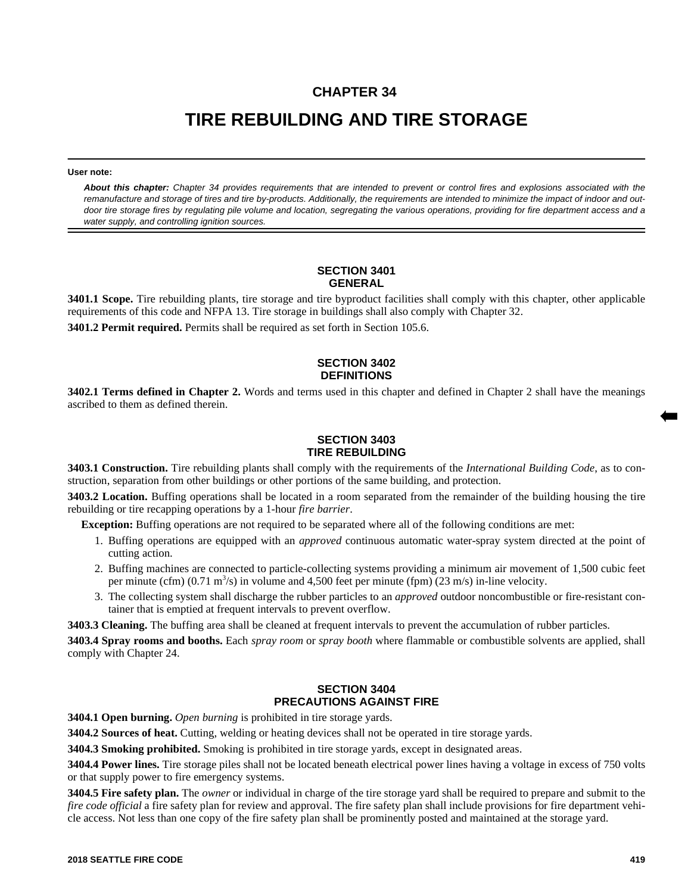# CHAPTER 34

# TIRE REBUILDING AND TIRE STORAGE

**User note:**

***About this chapter:*** *Chapter 34 provides requirements that are intended to prevent or control fires and explosions associated with the remanufacture and storage of tires and tire by-products. Additionally, the requirements are intended to minimize the impact of indoor and outdoor tire storage fires by regulating pile volume and location, segregating the various operations, providing for fire department access and a water supply, and controlling ignition sources.*

## SECTION 3401
## GENERAL

**3401.1 Scope.** Tire rebuilding plants, tire storage and tire byproduct facilities shall comply with this chapter, other applicable requirements of this code and NFPA 13. Tire storage in buildings shall also comply with Chapter 32.

**3401.2 Permit required.** Permits shall be required as set forth in Section 105.6.

## SECTION 3402
## DEFINITIONS

**3402.1 Terms defined in Chapter 2.** Words and terms used in this chapter and defined in Chapter 2 shall have the meanings ascribed to them as defined therein.

## SECTION 3403
## TIRE REBUILDING

**3403.1 Construction.** Tire rebuilding plants shall comply with the requirements of the *International Building Code*, as to construction, separation from other buildings or other portions of the same building, and protection.

**3403.2 Location.** Buffing operations shall be located in a room separated from the remainder of the building housing the tire rebuilding or tire recapping operations by a 1-hour *fire barrier*.

**Exception:** Buffing operations are not required to be separated where all of the following conditions are met:

1. Buffing operations are equipped with an *approved* continuous automatic water-spray system directed at the point of cutting action.
2. Buffing machines are connected to particle-collecting systems providing a minimum air movement of 1,500 cubic feet per minute (cfm) (0.71 $m^3/s$) in volume and 4,500 feet per minute (fpm) (23 m/s) in-line velocity.
3. The collecting system shall discharge the rubber particles to an *approved* outdoor noncombustible or fire-resistant container that is emptied at frequent intervals to prevent overflow.

**3403.3 Cleaning.** The buffing area shall be cleaned at frequent intervals to prevent the accumulation of rubber particles.

**3403.4 Spray rooms and booths.** Each *spray room* or *spray booth* where flammable or combustible solvents are applied, shall comply with Chapter 24.

## SECTION 3404
## PRECAUTIONS AGAINST FIRE

**3404.1 Open burning.** *Open burning* is prohibited in tire storage yards.

**3404.2 Sources of heat.** Cutting, welding or heating devices shall not be operated in tire storage yards.

**3404.3 Smoking prohibited.** Smoking is prohibited in tire storage yards, except in designated areas.

**3404.4 Power lines.** Tire storage piles shall not be located beneath electrical power lines having a voltage in excess of 750 volts or that supply power to fire emergency systems.

**3404.5 Fire safety plan.** The *owner* or individual in charge of the tire storage yard shall be required to prepare and submit to the *fire code official* a fire safety plan for review and approval. The fire safety plan shall include provisions for fire department vehicle access. Not less than one copy of the fire safety plan shall be prominently posted and maintained at the storage yard.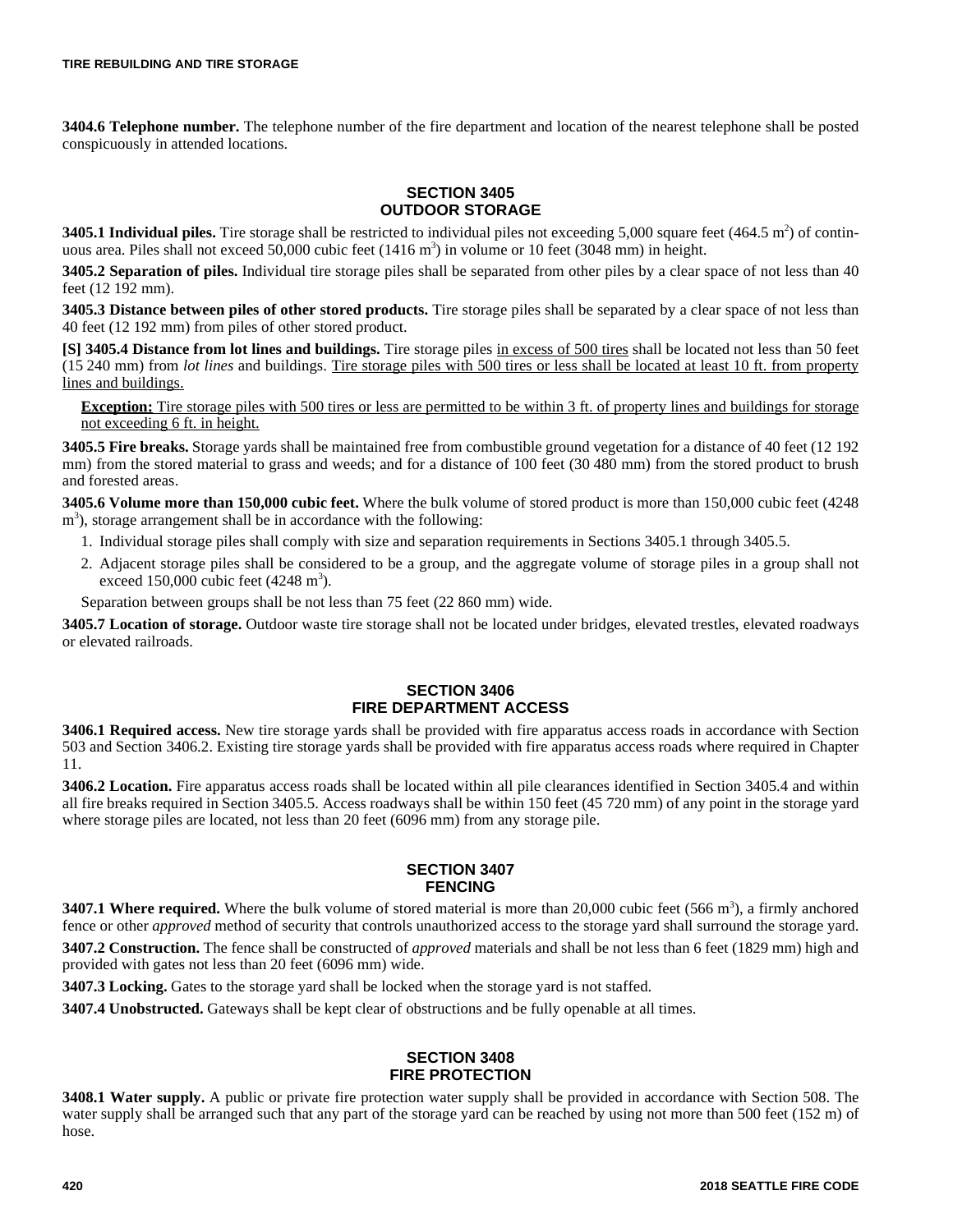**3404.6 Telephone number.** The telephone number of the fire department and location of the nearest telephone shall be posted conspicuously in attended locations.

## SECTION 3405 OUTDOOR STORAGE

**3405.1 Individual piles.** Tire storage shall be restricted to individual piles not exceeding 5,000 square feet (464.5 $m^2$) of continuous area. Piles shall not exceed 50,000 cubic feet (1416 $m^3$) in volume or 10 feet (3048 mm) in height.

**3405.2 Separation of piles.** Individual tire storage piles shall be separated from other piles by a clear space of not less than 40 feet (12 192 mm).

**3405.3 Distance between piles of other stored products.** Tire storage piles shall be separated by a clear space of not less than 40 feet (12 192 mm) from piles of other stored product.

**[S] 3405.4 Distance from lot lines and buildings.** Tire storage piles in excess of 500 tires shall be located not less than 50 feet (15 240 mm) from *lot lines* and buildings. Tire storage piles with 500 tires or less shall be located at least 10 ft. from property lines and buildings.

> **Exception:** Tire storage piles with 500 tires or less are permitted to be within 3 ft. of property lines and buildings for storage not exceeding 6 ft. in height.

**3405.5 Fire breaks.** Storage yards shall be maintained free from combustible ground vegetation for a distance of 40 feet (12 192 mm) from the stored material to grass and weeds; and for a distance of 100 feet (30 480 mm) from the stored product to brush and forested areas.

**3405.6 Volume more than 150,000 cubic feet.** Where the bulk volume of stored product is more than 150,000 cubic feet (4248 $m^3$), storage arrangement shall be in accordance with the following:

1. Individual storage piles shall comply with size and separation requirements in Sections 3405.1 through 3405.5.
2. Adjacent storage piles shall be considered to be a group, and the aggregate volume of storage piles in a group shall not exceed 150,000 cubic feet (4248 $m^3$).

Separation between groups shall be not less than 75 feet (22 860 mm) wide.

**3405.7 Location of storage.** Outdoor waste tire storage shall not be located under bridges, elevated trestles, elevated roadways or elevated railroads.

## SECTION 3406 FIRE DEPARTMENT ACCESS

**3406.1 Required access.** New tire storage yards shall be provided with fire apparatus access roads in accordance with Section 503 and Section 3406.2. Existing tire storage yards shall be provided with fire apparatus access roads where required in Chapter 11.

**3406.2 Location.** Fire apparatus access roads shall be located within all pile clearances identified in Section 3405.4 and within all fire breaks required in Section 3405.5. Access roadways shall be within 150 feet (45 720 mm) of any point in the storage yard where storage piles are located, not less than 20 feet (6096 mm) from any storage pile.

## SECTION 3407 FENCING

**3407.1 Where required.** Where the bulk volume of stored material is more than 20,000 cubic feet (566 $m^3$), a firmly anchored fence or other *approved* method of security that controls unauthorized access to the storage yard shall surround the storage yard.

**3407.2 Construction.** The fence shall be constructed of *approved* materials and shall be not less than 6 feet (1829 mm) high and provided with gates not less than 20 feet (6096 mm) wide.

**3407.3 Locking.** Gates to the storage yard shall be locked when the storage yard is not staffed.

**3407.4 Unobstructed.** Gateways shall be kept clear of obstructions and be fully openable at all times.

## SECTION 3408 FIRE PROTECTION

**3408.1 Water supply.** A public or private fire protection water supply shall be provided in accordance with Section 508. The water supply shall be arranged such that any part of the storage yard can be reached by using not more than 500 feet (152 m) of hose.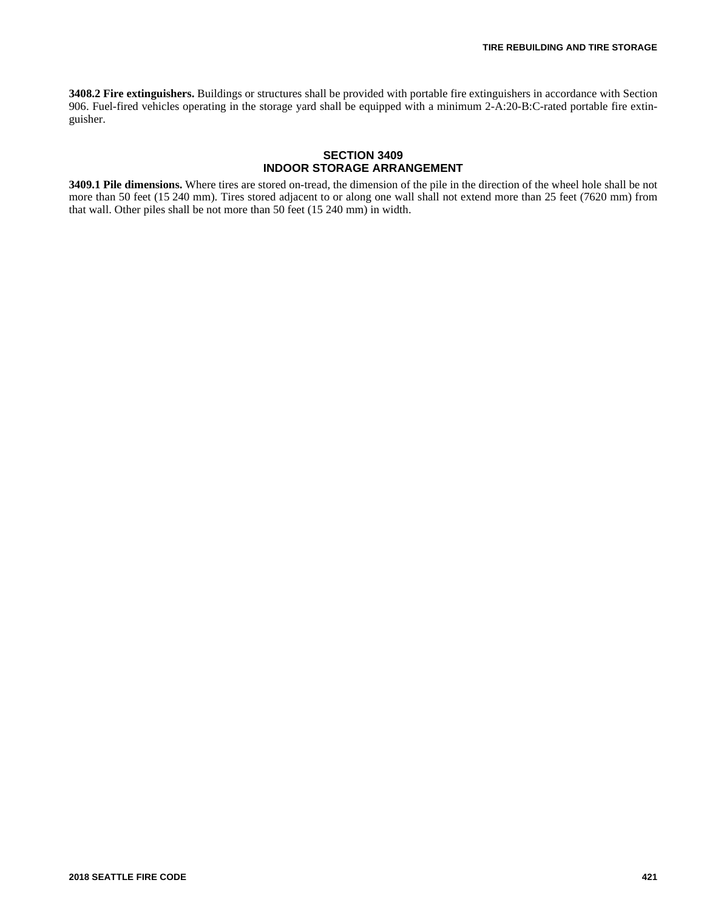**3408.2 Fire extinguishers.** Buildings or structures shall be provided with portable fire extinguishers in accordance with Section 906. Fuel-fired vehicles operating in the storage yard shall be equipped with a minimum 2-A:20-B:C-rated portable fire extinguisher.

## SECTION 3409
## INDOOR STORAGE ARRANGEMENT

**3409.1 Pile dimensions.** Where tires are stored on-tread, the dimension of the pile in the direction of the wheel hole shall be not more than 50 feet (15 240 mm). Tires stored adjacent to or along one wall shall not extend more than 25 feet (7620 mm) from that wall. Other piles shall be not more than 50 feet (15 240 mm) in width.